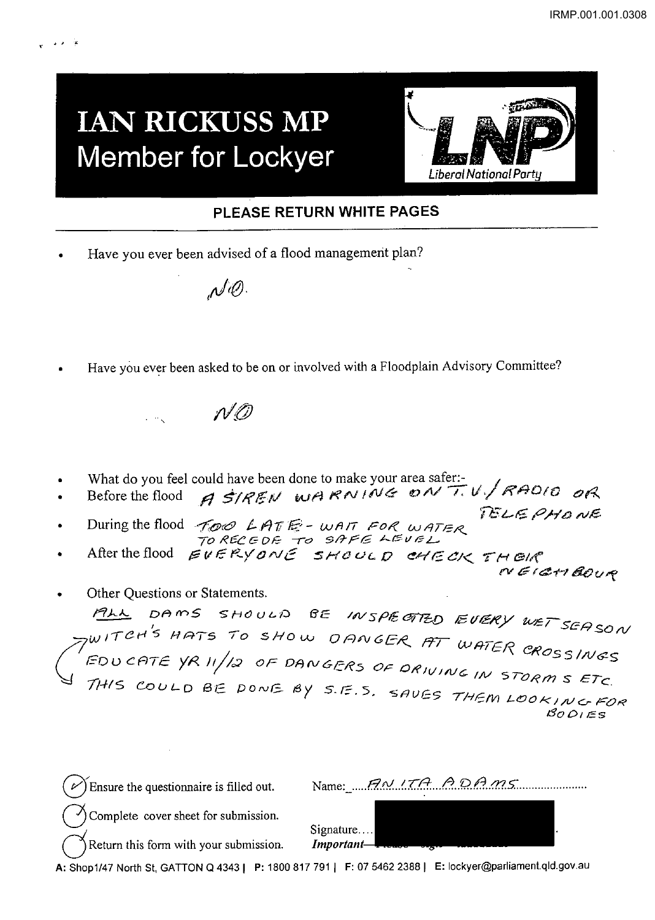# IAN RICKUSS MP
## Member for Lockyer

LNP Liberal National Party

### PLEASE RETURN WHITE PAGES

- Have you ever been advised of a flood management plan?

  NO.

- Have you ever been asked to be on or involved with a Floodplain Advisory Committee?

  NO

- What do you feel could have been done to make your area safer:-
- Before the flood A SIREN WARNING ON T.V./RADIO OR TELEPHONE
- During the flood TOO LATE - WAIT FOR WATER TO RECEDE TO SAFE LEVEL
- After the flood EVERYONE SHOULD CHECK THEIR NEIGHBOUR
- Other Questions or Statements.

  ALL DAMS SHOULD BE INSPECTED EVERY WET SEASON
  WITCH'S HATS TO SHOW DANGER AT WATER CROSSINGS
  EDUCATE YR 11/12 OF DANGERS OF DRIVING IN STORMS ETC.
  THIS COULD BE DONE BY S.E.S. SAVES THEM LOOKING FOR BODIES

(✓) Ensure the questionnaire is filled out.

(✓) Complete cover sheet for submission.

(✓) Return this form with your submission.

Name: ANITA ADAMS

Signature....

*Important*—

**A:** Shop1/47 North St, GATTON Q 4343 | **P:** 1800 817 791 | **F:** 07 5462 2388 | **E:** lockyer@parliament.qld.gov.au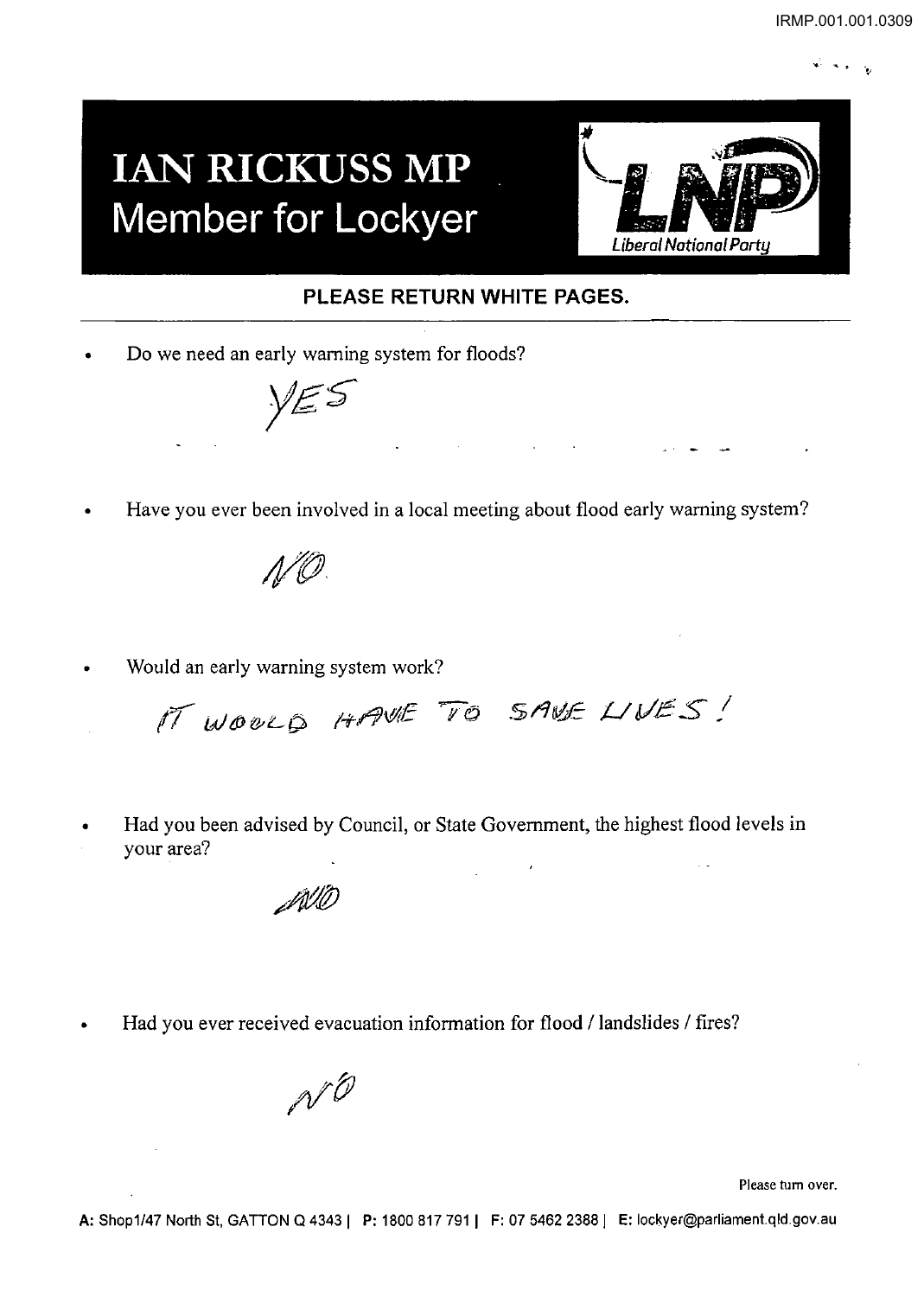# IAN RICKUSS MP
## Member for Lockyer

Liberal National Party

**PLEASE RETURN WHITE PAGES.**

- Do we need an early warning system for floods?

  YES

- Have you ever been involved in a local meeting about flood early warning system?

  NO.

- Would an early warning system work?

  IT WOULD HAVE TO SAVE LIVES!

- Had you been advised by Council, or State Government, the highest flood levels in your area?

  NO

- Had you ever received evacuation information for flood / landslides / fires?

  NO

Please turn over.

**A:** Shop1/47 North St, GATTON Q 4343 | **P:** 1800 817 791 | **F:** 07 5462 2388 | **E:** lockyer@parliament.qld.gov.au